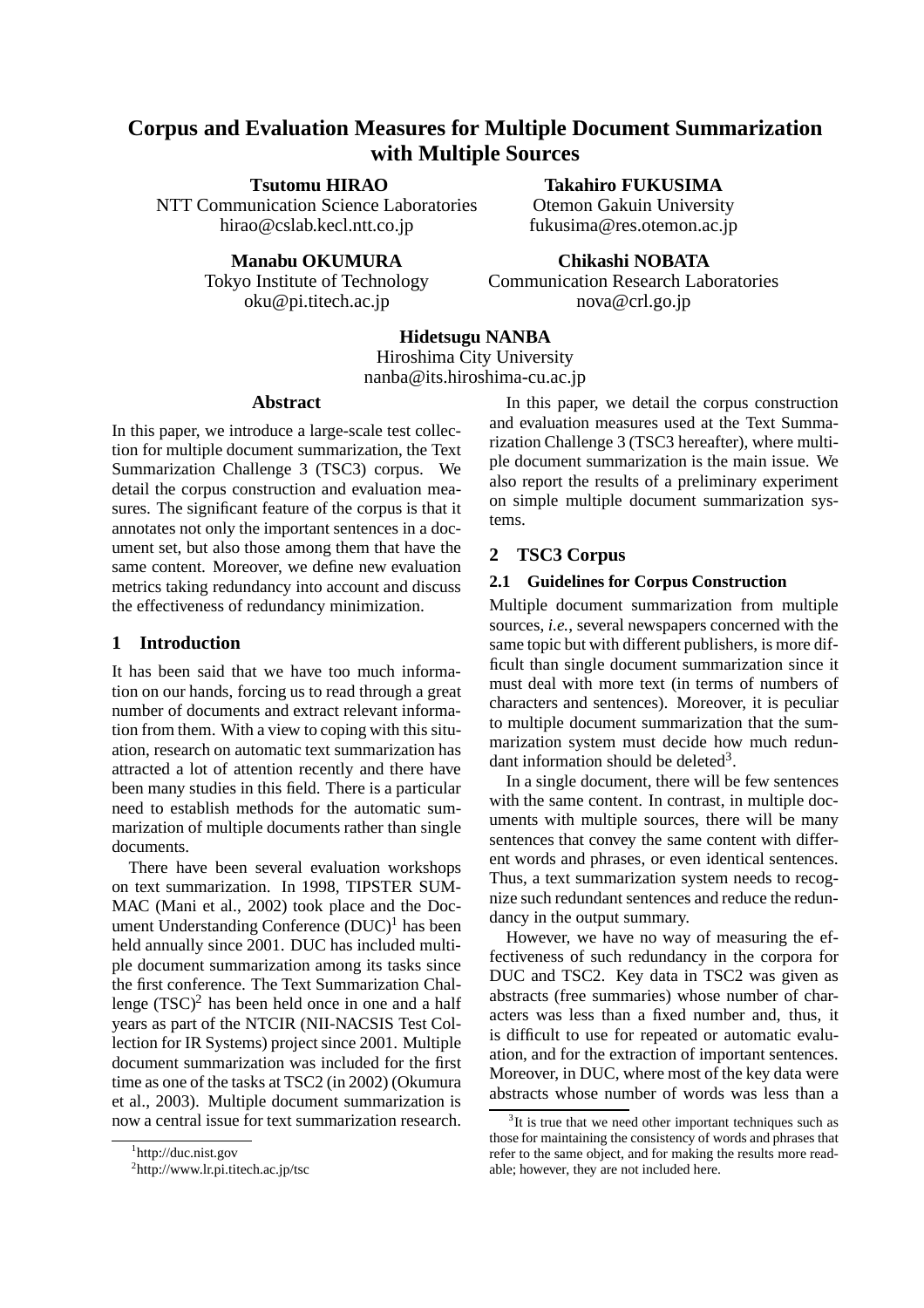# Corpus and Evaluation Measures for Multiple Document Summarization with Multiple Sources

**Tsutomu HIRAO**
NTT Communication Science Laboratories
hirao@cslab.kecl.ntt.co.jp

**Takahiro FUKUSIMA**
Otemon Gakuin University
fukusima@res.otemon.ac.jp

**Manabu OKUMURA**
Tokyo Institute of Technology
oku@pi.titech.ac.jp

**Chikashi NOBATA**
Communication Research Laboratories
nova@crl.go.jp

**Hidetsugu NANBA**
Hiroshima City University
nanba@its.hiroshima-cu.ac.jp

## Abstract

In this paper, we introduce a large-scale test collection for multiple document summarization, the Text Summarization Challenge 3 (TSC3) corpus. We detail the corpus construction and evaluation measures. The significant feature of the corpus is that it annotates not only the important sentences in a document set, but also those among them that have the same content. Moreover, we define new evaluation metrics taking redundancy into account and discuss the effectiveness of redundancy minimization.

## 1 Introduction

It has been said that we have too much information on our hands, forcing us to read through a great number of documents and extract relevant information from them. With a view to coping with this situation, research on automatic text summarization has attracted a lot of attention recently and there have been many studies in this field. There is a particular need to establish methods for the automatic summarization of multiple documents rather than single documents.

There have been several evaluation workshops on text summarization. In 1998, TIPSTER SUMMAC (Mani et al., 2002) took place and the Document Understanding Conference (DUC)[1] has been held annually since 2001. DUC has included multiple document summarization among its tasks since the first conference. The Text Summarization Challenge (TSC)[2] has been held once in one and a half years as part of the NTCIR (NII-NACSIS Test Collection for IR Systems) project since 2001. Multiple document summarization was included for the first time as one of the tasks at TSC2 (in 2002) (Okumura et al., 2003). Multiple document summarization is now a central issue for text summarization research.

In this paper, we detail the corpus construction and evaluation measures used at the Text Summarization Challenge 3 (TSC3 hereafter), where multiple document summarization is the main issue. We also report the results of a preliminary experiment on simple multiple document summarization systems.

## 2 TSC3 Corpus

### 2.1 Guidelines for Corpus Construction

Multiple document summarization from multiple sources, *i.e.*, several newspapers concerned with the same topic but with different publishers, is more difficult than single document summarization since it must deal with more text (in terms of numbers of characters and sentences). Moreover, it is peculiar to multiple document summarization that the summarization system must decide how much redundant information should be deleted[3].

In a single document, there will be few sentences with the same content. In contrast, in multiple documents with multiple sources, there will be many sentences that convey the same content with different words and phrases, or even identical sentences. Thus, a text summarization system needs to recognize such redundant sentences and reduce the redundancy in the output summary.

However, we have no way of measuring the effectiveness of such redundancy in the corpora for DUC and TSC2. Key data in TSC2 was given as abstracts (free summaries) whose number of characters was less than a fixed number and, thus, it is difficult to use for repeated or automatic evaluation, and for the extraction of important sentences. Moreover, in DUC, where most of the key data were abstracts whose number of words was less than a

[1] http://duc.nist.gov

[2] http://www.lr.pi.titech.ac.jp/tsc

[3] It is true that we need other important techniques such as those for maintaining the consistency of words and phrases that refer to the same object, and for making the results more readable; however, they are not included here.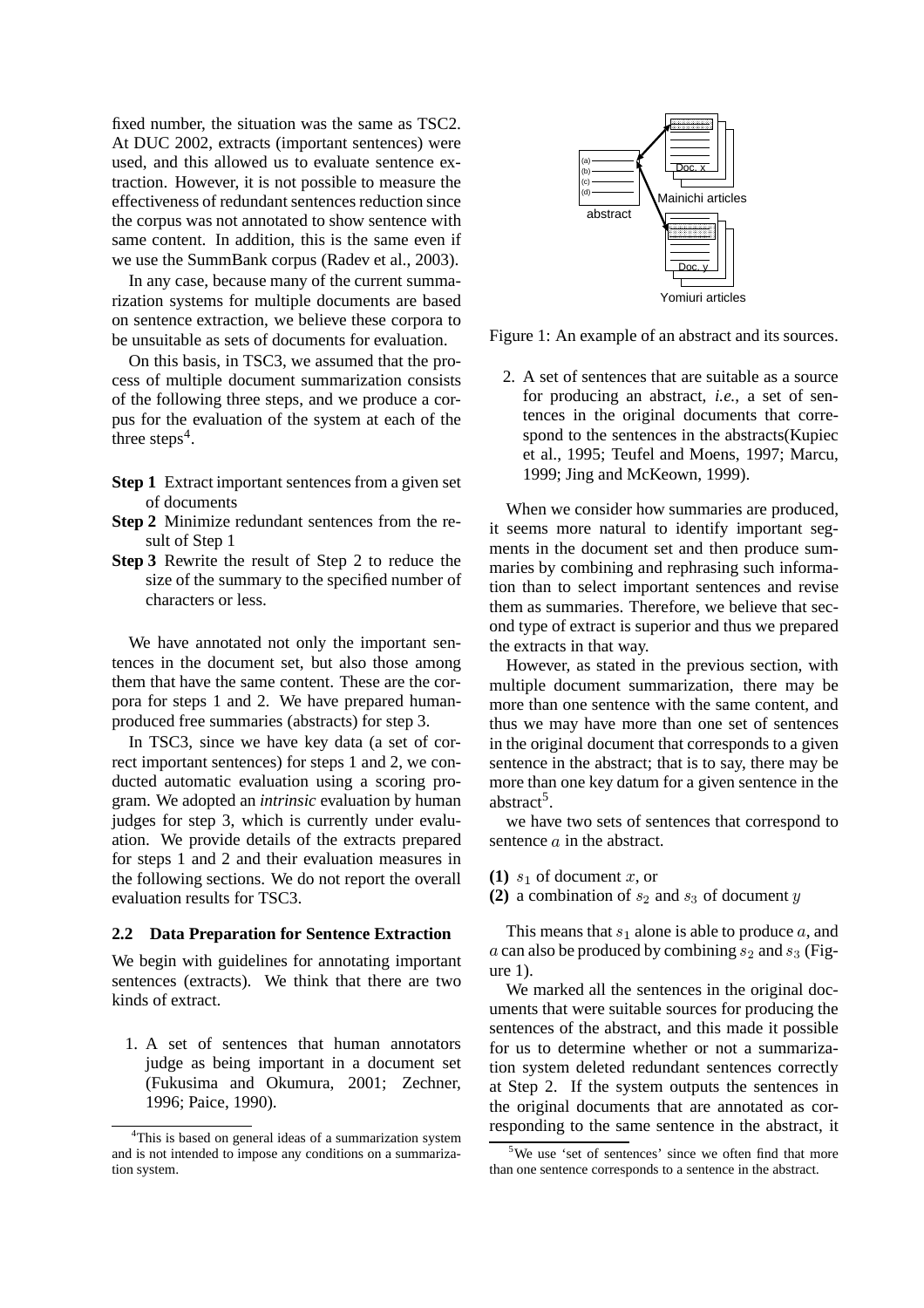fixed number, the situation was the same as TSC2. At DUC 2002, extracts (important sentences) were used, and this allowed us to evaluate sentence extraction. However, it is not possible to measure the effectiveness of redundant sentences reduction since the corpus was not annotated to show sentence with same content. In addition, this is the same even if we use the SummBank corpus (Radev et al., 2003).

In any case, because many of the current summarization systems for multiple documents are based on sentence extraction, we believe these corpora to be unsuitable as sets of documents for evaluation.

On this basis, in TSC3, we assumed that the process of multiple document summarization consists of the following three steps, and we produce a corpus for the evaluation of the system at each of the three steps[4].

**Step 1** Extract important sentences from a given set of documents

**Step 2** Minimize redundant sentences from the result of Step 1

**Step 3** Rewrite the result of Step 2 to reduce the size of the summary to the specified number of characters or less.

We have annotated not only the important sentences in the document set, but also those among them that have the same content. These are the corpora for steps 1 and 2. We have prepared human-produced free summaries (abstracts) for step 3.

In TSC3, since we have key data (a set of correct important sentences) for steps 1 and 2, we conducted automatic evaluation using a scoring program. We adopted an *intrinsic* evaluation by human judges for step 3, which is currently under evaluation. We provide details of the extracts prepared for steps 1 and 2 and their evaluation measures in the following sections. We do not report the overall evaluation results for TSC3.

### 2.2 Data Preparation for Sentence Extraction

We begin with guidelines for annotating important sentences (extracts). We think that there are two kinds of extract.

1. A set of sentences that human annotators judge as being important in a document set (Fukusima and Okumura, 2001; Zechner, 1996; Paice, 1990).

2. A set of sentences that are suitable as a source for producing an abstract, *i.e.*, a set of sentences in the original documents that correspond to the sentences in the abstracts(Kupiec et al., 1995; Teufel and Moens, 1997; Marcu, 1999; Jing and McKeown, 1999).

Figure 1: An example of an abstract and its sources.

When we consider how summaries are produced, it seems more natural to identify important segments in the document set and then produce summaries by combining and rephrasing such information than to select important sentences and revise them as summaries. Therefore, we believe that second type of extract is superior and thus we prepared the extracts in that way.

However, as stated in the previous section, with multiple document summarization, there may be more than one sentence with the same content, and thus we may have more than one set of sentences in the original document that corresponds to a given sentence in the abstract; that is to say, there may be more than one key datum for a given sentence in the abstract[5].

we have two sets of sentences that correspond to sentence $a$ in the abstract.

**(1)** $s_1$ of document $x$, or

**(2)** a combination of $s_2$ and $s_3$ of document $y$

This means that $s_1$ alone is able to produce $a$, and $a$ can also be produced by combining $s_2$ and $s_3$ (Figure 1).

We marked all the sentences in the original documents that were suitable sources for producing the sentences of the abstract, and this made it possible for us to determine whether or not a summarization system deleted redundant sentences correctly at Step 2. If the system outputs the sentences in the original documents that are annotated as corresponding to the same sentence in the abstract, it

[4]This is based on general ideas of a summarization system and is not intended to impose any conditions on a summarization system.

[5]We use 'set of sentences' since we often find that more than one sentence corresponds to a sentence in the abstract.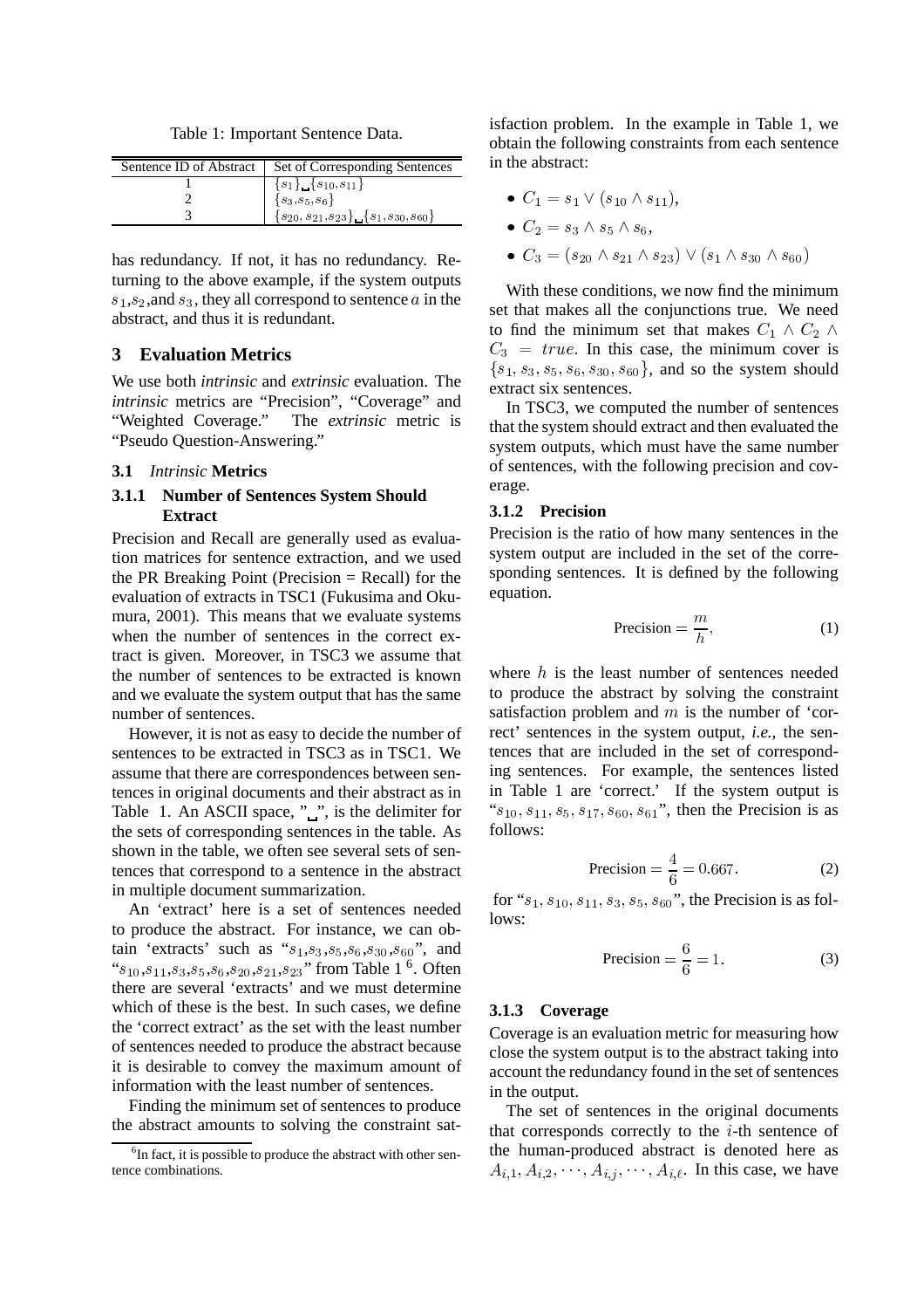Table 1: Important Sentence Data.

| Sentence ID of Abstract | Set of Corresponding Sentences |
|---|---|
| 1 | $\{s_1\}$␣$\{s_{10}, s_{11}\}$ |
| 2 | $\{s_3, s_5, s_6\}$ |
| 3 | $\{s_{20}, s_{21}, s_{23}\}$␣$\{s_1, s_{30}, s_{60}\}$ |

has redundancy. If not, it has no redundancy. Returning to the above example, if the system outputs $s_1$, $s_2$, and $s_3$, they all correspond to sentence $a$ in the abstract, and thus it is redundant.

## 3 Evaluation Metrics

We use both *intrinsic* and *extrinsic* evaluation. The *intrinsic* metrics are "Precision", "Coverage" and "Weighted Coverage." The *extrinsic* metric is "Pseudo Question-Answering."

### 3.1 *Intrinsic* Metrics

#### 3.1.1 Number of Sentences System Should Extract

Precision and Recall are generally used as evaluation matrices for sentence extraction, and we used the PR Breaking Point (Precision = Recall) for the evaluation of extracts in TSC1 (Fukusima and Okumura, 2001). This means that we evaluate systems when the number of sentences in the correct extract is given. Moreover, in TSC3 we assume that the number of sentences to be extracted is known and we evaluate the system output that has the same number of sentences.

However, it is not as easy to decide the number of sentences to be extracted in TSC3 as in TSC1. We assume that there are correspondences between sentences in original documents and their abstract as in Table 1. An ASCII space, "␣", is the delimiter for the sets of corresponding sentences in the table. As shown in the table, we often see several sets of sentences that correspond to a sentence in the abstract in multiple document summarization.

An 'extract' here is a set of sentences needed to produce the abstract. For instance, we can obtain 'extracts' such as "$s_1$,$s_3$,$s_5$,$s_6$,$s_{30}$,$s_{60}$", and "$s_{10}$,$s_{11}$,$s_3$,$s_5$,$s_6$,$s_{20}$,$s_{21}$,$s_{23}$" from Table 1 [6]. Often there are several 'extracts' and we must determine which of these is the best. In such cases, we define the 'correct extract' as the set with the least number of sentences needed to produce the abstract because it is desirable to convey the maximum amount of information with the least number of sentences.

Finding the minimum set of sentences to produce the abstract amounts to solving the constraint satisfaction problem. In the example in Table 1, we obtain the following constraints from each sentence in the abstract:

- $C_1 = s_1 \vee (s_{10} \wedge s_{11})$,
- $C_2 = s_3 \wedge s_5 \wedge s_6$,
- $C_3 = (s_{20} \wedge s_{21} \wedge s_{23}) \vee (s_1 \wedge s_{30} \wedge s_{60})$

With these conditions, we now find the minimum set that makes all the conjunctions true. We need to find the minimum set that makes $C_1 \wedge C_2 \wedge C_3 = true$. In this case, the minimum cover is $\{s_1, s_3, s_5, s_6, s_{30}, s_{60}\}$, and so the system should extract six sentences.

In TSC3, we computed the number of sentences that the system should extract and then evaluated the system outputs, which must have the same number of sentences, with the following precision and coverage.

#### 3.1.2 Precision

Precision is the ratio of how many sentences in the system output are included in the set of the corresponding sentences. It is defined by the following equation.

$$\text{Precision} = \frac{m}{h}, \tag{1}$$

where $h$ is the least number of sentences needed to produce the abstract by solving the constraint satisfaction problem and $m$ is the number of 'correct' sentences in the system output, *i.e.,* the sentences that are included in the set of corresponding sentences. For example, the sentences listed in Table 1 are 'correct.' If the system output is "$s_{10}$, $s_{11}$, $s_5$, $s_{17}$, $s_{60}$, $s_{61}$", then the Precision is as follows:

$$\text{Precision} = \frac{4}{6} = 0.667. \tag{2}$$

for "$s_1$, $s_{10}$, $s_{11}$, $s_3$, $s_5$, $s_{60}$", the Precision is as follows:

$$\text{Precision} = \frac{6}{6} = 1. \tag{3}$$

#### 3.1.3 Coverage

Coverage is an evaluation metric for measuring how close the system output is to the abstract taking into account the redundancy found in the set of sentences in the output.

The set of sentences in the original documents that corresponds correctly to the $i$-th sentence of the human-produced abstract is denoted here as $A_{i,1}, A_{i,2}, \cdots, A_{i,j}, \cdots, A_{i,\ell}$. In this case, we have

[6] In fact, it is possible to produce the abstract with other sentence combinations.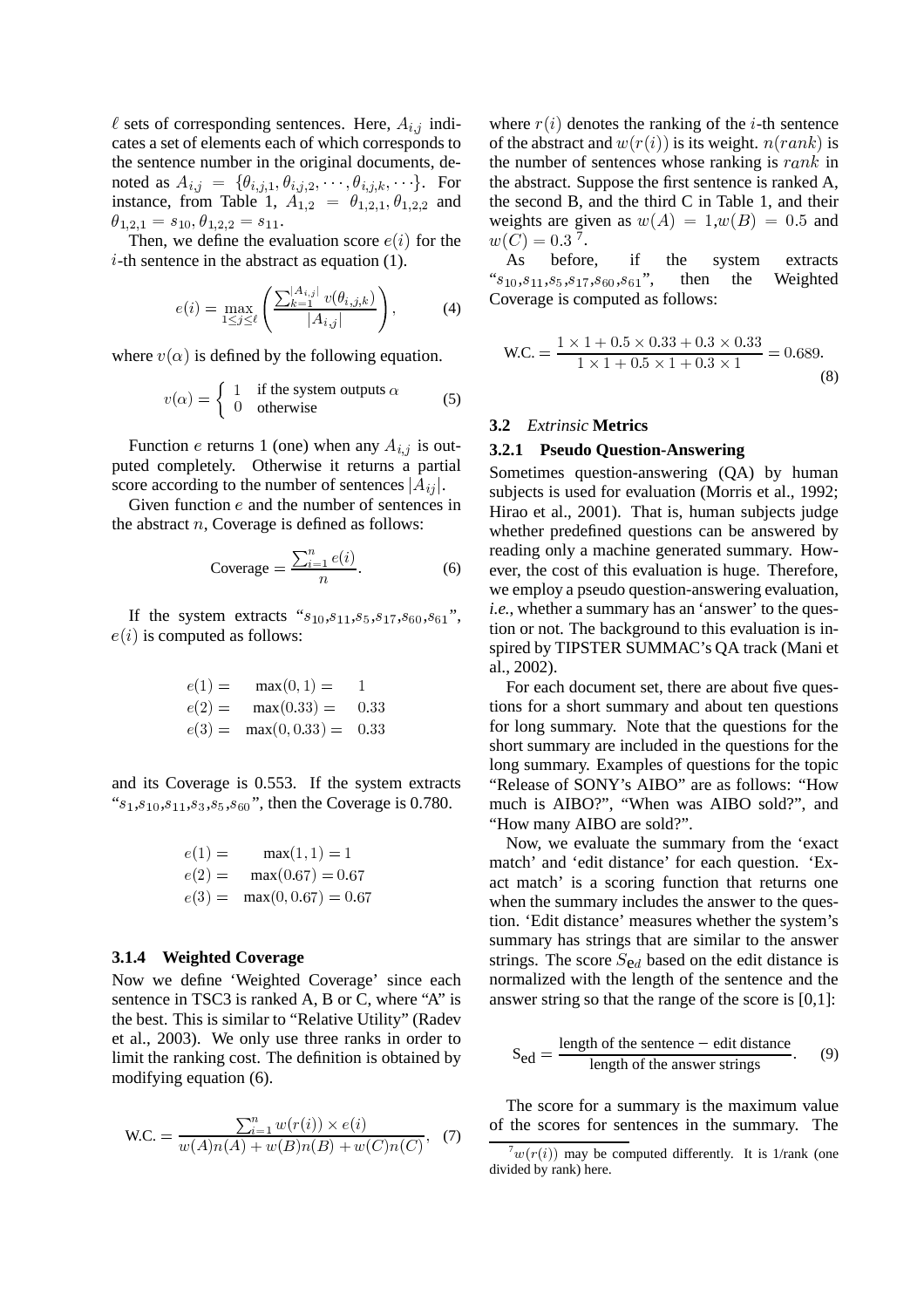$\ell$ sets of corresponding sentences. Here, $A_{i,j}$ indicates a set of elements each of which corresponds to the sentence number in the original documents, denoted as $A_{i,j} = \{\theta_{i,j,1}, \theta_{i,j,2}, \cdots, \theta_{i,j,k}, \cdots\}$. For instance, from Table 1, $A_{1,2} = \theta_{1,2,1}, \theta_{1,2,2}$ and $\theta_{1,2,1} = s_{10}, \theta_{1,2,2} = s_{11}$.

Then, we define the evaluation score $e(i)$ for the $i$-th sentence in the abstract as equation (1).

$$e(i) = \max_{1 \leq j \leq \ell} \left( \frac{\sum_{k=1}^{|A_{i,j}|} v(\theta_{i,j,k})}{|A_{i,j}|} \right), \quad (4)$$

where $v(\alpha)$ is defined by the following equation.

$$v(\alpha) = \begin{cases} 1 & \text{if the system outputs } \alpha \\ 0 & \text{otherwise} \end{cases} \quad (5)$$

Function $e$ returns 1 (one) when any $A_{i,j}$ is outputed completely. Otherwise it returns a partial score according to the number of sentences $|A_{ij}|$.

Given function $e$ and the number of sentences in the abstract $n$, Coverage is defined as follows:

$$\text{Coverage} = \frac{\sum_{i=1}^{n} e(i)}{n}. \quad (6)$$

If the system extracts "$s_{10}$,$s_{11}$,$s_5$,$s_{17}$,$s_{60}$,$s_{61}$", $e(i)$ is computed as follows:

$$\begin{aligned} e(1) &= \max(0, 1) = 1 \\ e(2) &= \max(0.33) = 0.33 \\ e(3) &= \max(0, 0.33) = 0.33 \end{aligned}$$

and its Coverage is 0.553. If the system extracts "$s_1$,$s_{10}$,$s_{11}$,$s_3$,$s_5$,$s_{60}$", then the Coverage is 0.780.

$$\begin{aligned} e(1) &= \max(1, 1) = 1 \\ e(2) &= \max(0.67) = 0.67 \\ e(3) &= \max(0, 0.67) = 0.67 \end{aligned}$$

#### 3.1.4 Weighted Coverage

Now we define 'Weighted Coverage' since each sentence in TSC3 is ranked A, B or C, where "A" is the best. This is similar to "Relative Utility" (Radev et al., 2003). We only use three ranks in order to limit the ranking cost. The definition is obtained by modifying equation (6).

$$\text{W.C.} = \frac{\sum_{i=1}^{n} w(r(i)) \times e(i)}{w(A)n(A) + w(B)n(B) + w(C)n(C)}, \quad (7)$$

where $r(i)$ denotes the ranking of the $i$-th sentence of the abstract and $w(r(i))$ is its weight. $n(rank)$ is the number of sentences whose ranking is $rank$ in the abstract. Suppose the first sentence is ranked A, the second B, and the third C in Table 1, and their weights are given as $w(A) = 1$,$w(B) = 0.5$ and $w(C) = 0.3$ [7].

As before, if the system extracts "$s_{10}$,$s_{11}$,$s_5$,$s_{17}$,$s_{60}$,$s_{61}$", then the Weighted Coverage is computed as follows:

$$\text{W.C.} = \frac{1 \times 1 + 0.5 \times 0.33 + 0.3 \times 0.33}{1 \times 1 + 0.5 \times 1 + 0.3 \times 1} = 0.689. \quad (8)$$

### 3.2 *Extrinsic* Metrics

#### 3.2.1 Pseudo Question-Answering

Sometimes question-answering (QA) by human subjects is used for evaluation (Morris et al., 1992; Hirao et al., 2001). That is, human subjects judge whether predefined questions can be answered by reading only a machine generated summary. However, the cost of this evaluation is huge. Therefore, we employ a pseudo question-answering evaluation, *i.e.*, whether a summary has an 'answer' to the question or not. The background to this evaluation is inspired by TIPSTER SUMMAC's QA track (Mani et al., 2002).

For each document set, there are about five questions for a short summary and about ten questions for long summary. Note that the questions for the short summary are included in the questions for the long summary. Examples of questions for the topic "Release of SONY's AIBO" are as follows: "How much is AIBO?", "When was AIBO sold?", and "How many AIBO are sold?".

Now, we evaluate the summary from the 'exact match' and 'edit distance' for each question. 'Exact match' is a scoring function that returns one when the summary includes the answer to the question. 'Edit distance' measures whether the system's summary has strings that are similar to the answer strings. The score $S_{ed}$ based on the edit distance is normalized with the length of the sentence and the answer string so that the range of the score is [0,1]:

$$S_{ed} = \frac{\text{length of the sentence} - \text{edit distance}}{\text{length of the answer strings}}. \quad (9)$$

The score for a summary is the maximum value of the scores for sentences in the summary. The

[7] $w(r(i))$ may be computed differently. It is 1/rank (one divided by rank) here.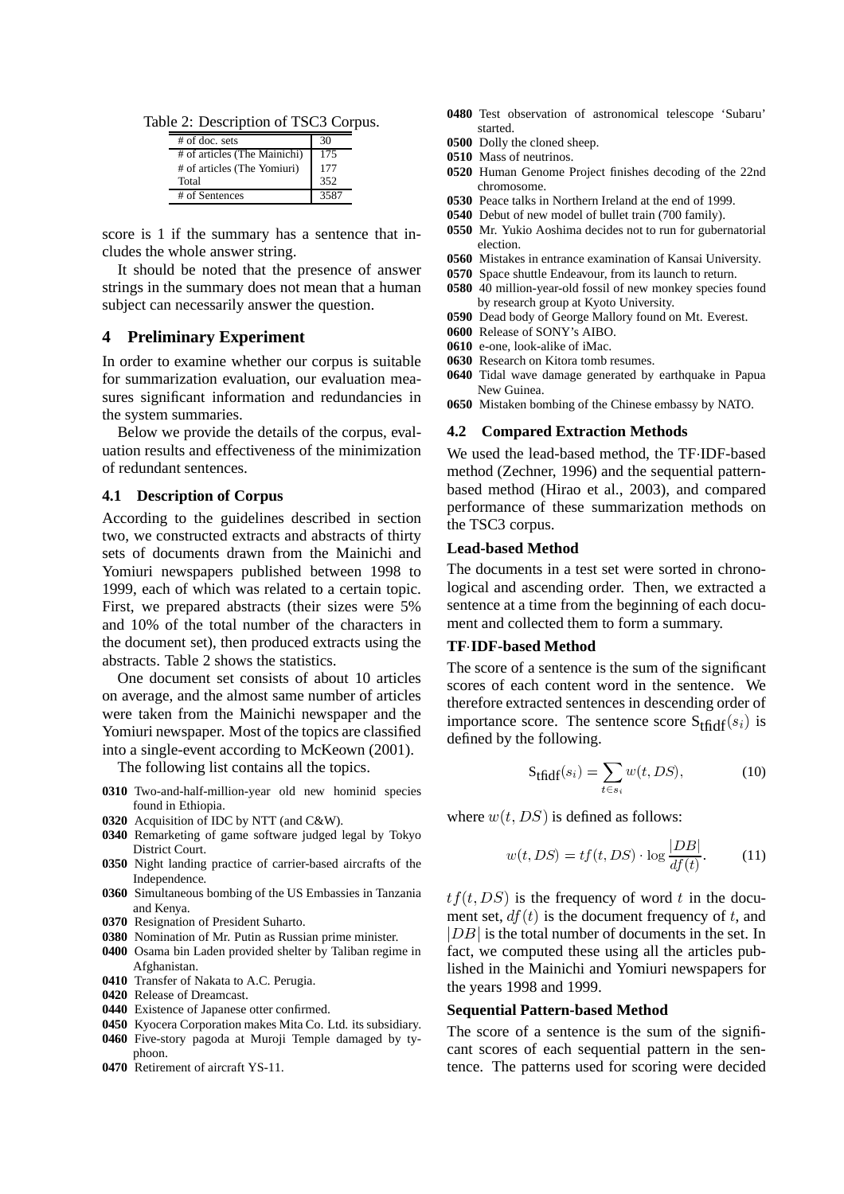Table 2: Description of TSC3 Corpus.

| # of doc. sets | 30 |
|---|---|
| # of articles (The Mainichi) | 175 |
| # of articles (The Yomiuri) | 177 |
| Total | 352 |
| # of Sentences | 3587 |

score is 1 if the summary has a sentence that includes the whole answer string.

It should be noted that the presence of answer strings in the summary does not mean that a human subject can necessarily answer the question.

## 4 Preliminary Experiment

In order to examine whether our corpus is suitable for summarization evaluation, our evaluation measures significant information and redundancies in the system summaries.

Below we provide the details of the corpus, evaluation results and effectiveness of the minimization of redundant sentences.

### 4.1 Description of Corpus

According to the guidelines described in section two, we constructed extracts and abstracts of thirty sets of documents drawn from the Mainichi and Yomiuri newspapers published between 1998 to 1999, each of which was related to a certain topic. First, we prepared abstracts (their sizes were 5% and 10% of the total number of the characters in the document set), then produced extracts using the abstracts. Table 2 shows the statistics.

One document set consists of about 10 articles on average, and the almost same number of articles were taken from the Mainichi newspaper and the Yomiuri newspaper. Most of the topics are classified into a single-event according to McKeown (2001).

The following list contains all the topics.

- **0310** Two-and-half-million-year old new hominid species found in Ethiopia.
- **0320** Acquisition of IDC by NTT (and C&W).
- **0340** Remarketing of game software judged legal by Tokyo District Court.
- **0350** Night landing practice of carrier-based aircrafts of the Independence.
- **0360** Simultaneous bombing of the US Embassies in Tanzania and Kenya.
- **0370** Resignation of President Suharto.
- **0380** Nomination of Mr. Putin as Russian prime minister.
- **0400** Osama bin Laden provided shelter by Taliban regime in Afghanistan.
- **0410** Transfer of Nakata to A.C. Perugia.
- **0420** Release of Dreamcast.
- **0440** Existence of Japanese otter confirmed.
- **0450** Kyocera Corporation makes Mita Co. Ltd. its subsidiary.
- **0460** Five-story pagoda at Muroji Temple damaged by typhoon.
- **0470** Retirement of aircraft YS-11.
- **0480** Test observation of astronomical telescope 'Subaru' started.
- **0500** Dolly the cloned sheep.
- **0510** Mass of neutrinos.
- **0520** Human Genome Project finishes decoding of the 22nd chromosome.
- **0530** Peace talks in Northern Ireland at the end of 1999.
- **0540** Debut of new model of bullet train (700 family).
- **0550** Mr. Yukio Aoshima decides not to run for gubernatorial election.
- **0560** Mistakes in entrance examination of Kansai University.
- **0570** Space shuttle Endeavour, from its launch to return.
- **0580** 40 million-year-old fossil of new monkey species found by research group at Kyoto University.
- **0590** Dead body of George Mallory found on Mt. Everest.
- **0600** Release of SONY's AIBO.
- **0610** e-one, look-alike of iMac.
- **0630** Research on Kitora tomb resumes.
- **0640** Tidal wave damage generated by earthquake in Papua New Guinea.
- **0650** Mistaken bombing of the Chinese embassy by NATO.

### 4.2 Compared Extraction Methods

We used the lead-based method, the TF·IDF-based method (Zechner, 1996) and the sequential pattern-based method (Hirao et al., 2003), and compared performance of these summarization methods on the TSC3 corpus.

#### Lead-based Method

The documents in a test set were sorted in chronological and ascending order. Then, we extracted a sentence at a time from the beginning of each document and collected them to form a summary.

#### TF·IDF-based Method

The score of a sentence is the sum of the significant scores of each content word in the sentence. We therefore extracted sentences in descending order of importance score. The sentence score $S_{\text{tfidf}}(s_i)$ is defined by the following.

$$S_{\text{tfidf}}(s_i) = \sum_{t \in s_i} w(t, DS), \tag{10}$$

where $w(t, DS)$ is defined as follows:

$$w(t, DS) = tf(t, DS) \cdot \log \frac{|DB|}{df(t)}. \tag{11}$$

$tf(t, DS)$ is the frequency of word $t$ in the document set, $df(t)$ is the document frequency of $t$, and $|DB|$ is the total number of documents in the set. In fact, we computed these using all the articles published in the Mainichi and Yomiuri newspapers for the years 1998 and 1999.

#### Sequential Pattern-based Method

The score of a sentence is the sum of the significant scores of each sequential pattern in the sentence. The patterns used for scoring were decided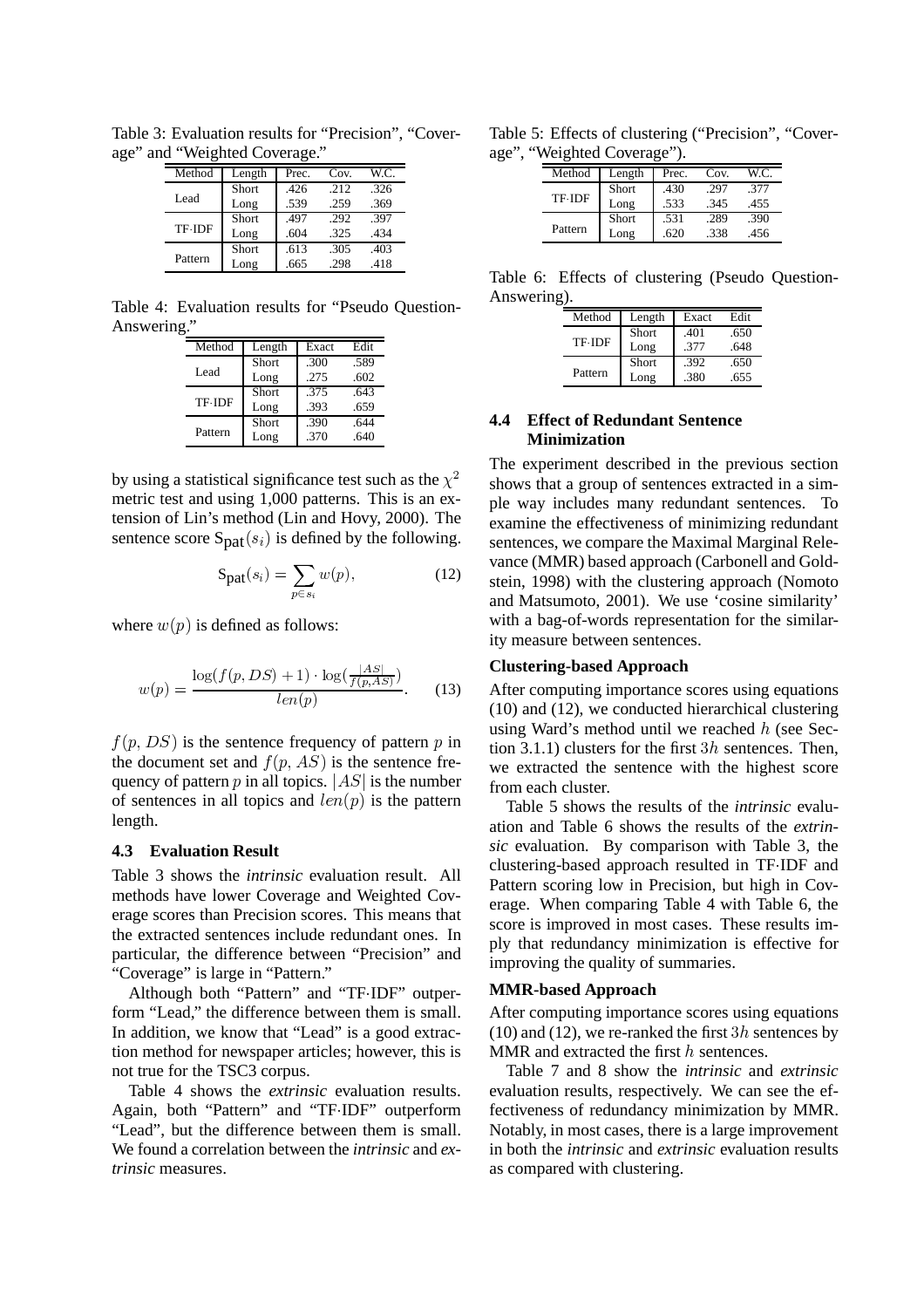Table 3: Evaluation results for "Precision", "Coverage" and "Weighted Coverage."

| Method | Length | Prec. | Cov. | W.C. |
|---|---|---|---|---|
| Lead | Short | .426 | .212 | .326 |
| | Long | .539 | .259 | .369 |
| TF·IDF | Short | .497 | .292 | .397 |
| | Long | .604 | .325 | .434 |
| Pattern | Short | .613 | .305 | .403 |
| | Long | .665 | .298 | .418 |

Table 4: Evaluation results for "Pseudo Question-Answering."

| Method | Length | Exact | Edit |
|---|---|---|---|
| Lead | Short | .300 | .589 |
| | Long | .275 | .602 |
| TF·IDF | Short | .375 | .643 |
| | Long | .393 | .659 |
| Pattern | Short | .390 | .644 |
| | Long | .370 | .640 |

by using a statistical significance test such as the $\chi^2$ metric test and using 1,000 patterns. This is an extension of Lin's method (Lin and Hovy, 2000). The sentence score $S_{\text{pat}}(s_i)$ is defined by the following.

$$S_{\text{pat}}(s_i) = \sum_{p \in s_i} w(p), \tag{12}$$

where $w(p)$ is defined as follows:

$$w(p) = \frac{\log(f(p, DS) + 1) \cdot \log(\frac{|AS|}{f(p, AS)})}{len(p)}. \tag{13}$$

$f(p, DS)$ is the sentence frequency of pattern $p$ in the document set and $f(p, AS)$ is the sentence frequency of pattern $p$ in all topics. $|AS|$ is the number of sentences in all topics and $len(p)$ is the pattern length.

### 4.3 Evaluation Result

Table 3 shows the *intrinsic* evaluation result. All methods have lower Coverage and Weighted Coverage scores than Precision scores. This means that the extracted sentences include redundant ones. In particular, the difference between "Precision" and "Coverage" is large in "Pattern."

Although both "Pattern" and "TF·IDF" outperform "Lead," the difference between them is small. In addition, we know that "Lead" is a good extraction method for newspaper articles; however, this is not true for the TSC3 corpus.

Table 4 shows the *extrinsic* evaluation results. Again, both "Pattern" and "TF·IDF" outperform "Lead", but the difference between them is small. We found a correlation between the *intrinsic* and *extrinsic* measures.

Table 5: Effects of clustering ("Precision", "Coverage", "Weighted Coverage").

| Method | Length | Prec. | Cov. | W.C. |
|---|---|---|---|---|
| TF·IDF | Short | .430 | .297 | .377 |
| | Long | .533 | .345 | .455 |
| Pattern | Short | .531 | .289 | .390 |
| | Long | .620 | .338 | .456 |

Table 6: Effects of clustering (Pseudo Question-Answering).

| Method | Length | Exact | Edit |
|---|---|---|---|
| TF·IDF | Short | .401 | .650 |
| | Long | .377 | .648 |
| Pattern | Short | .392 | .650 |
| | Long | .380 | .655 |

### 4.4 Effect of Redundant Sentence Minimization

The experiment described in the previous section shows that a group of sentences extracted in a simple way includes many redundant sentences. To examine the effectiveness of minimizing redundant sentences, we compare the Maximal Marginal Relevance (MMR) based approach (Carbonell and Goldstein, 1998) with the clustering approach (Nomoto and Matsumoto, 2001). We use 'cosine similarity' with a bag-of-words representation for the similarity measure between sentences.

**Clustering-based Approach**

After computing importance scores using equations (10) and (12), we conducted hierarchical clustering using Ward's method until we reached $h$ (see Section 3.1.1) clusters for the first $3h$ sentences. Then, we extracted the sentence with the highest score from each cluster.

Table 5 shows the results of the *intrinsic* evaluation and Table 6 shows the results of the *extrinsic* evaluation. By comparison with Table 3, the clustering-based approach resulted in TF·IDF and Pattern scoring low in Precision, but high in Coverage. When comparing Table 4 with Table 6, the score is improved in most cases. These results imply that redundancy minimization is effective for improving the quality of summaries.

**MMR-based Approach**

After computing importance scores using equations (10) and (12), we re-ranked the first $3h$ sentences by MMR and extracted the first $h$ sentences.

Table 7 and 8 show the *intrinsic* and *extrinsic* evaluation results, respectively. We can see the effectiveness of redundancy minimization by MMR. Notably, in most cases, there is a large improvement in both the *intrinsic* and *extrinsic* evaluation results as compared with clustering.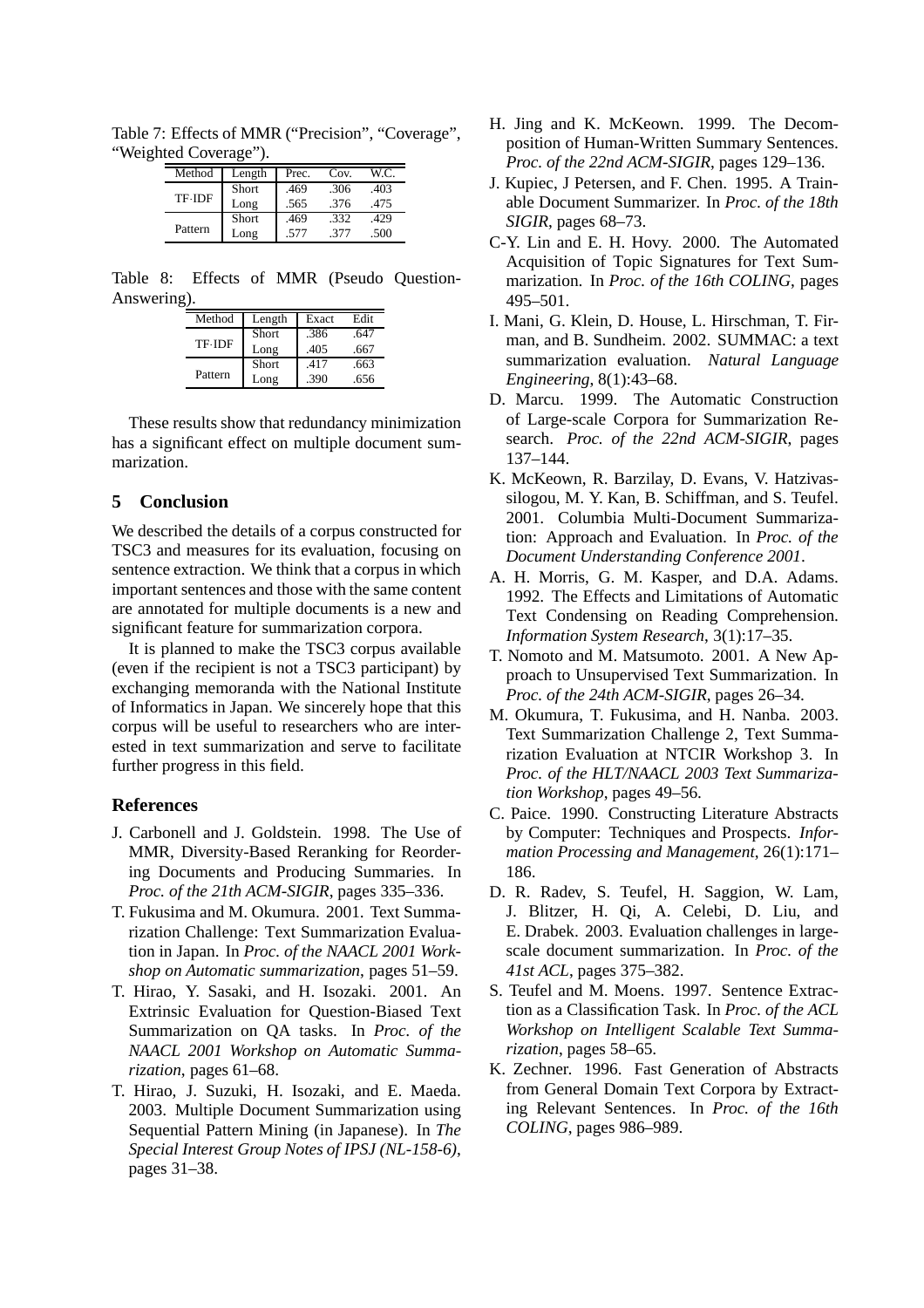Table 7: Effects of MMR ("Precision", "Coverage", "Weighted Coverage").

| Method | Length | Prec. | Cov. | W.C. |
|---|---|---|---|---|
| TF·IDF | Short | .469 | .306 | .403 |
| | Long | .565 | .376 | .475 |
| Pattern | Short | .469 | .332 | .429 |
| | Long | .577 | .377 | .500 |

Table 8: Effects of MMR (Pseudo Question-Answering).

| Method | Length | Exact | Edit |
|---|---|---|---|
| TF·IDF | Short | .386 | .647 |
| | Long | .405 | .667 |
| Pattern | Short | .417 | .663 |
| | Long | .390 | .656 |

These results show that redundancy minimization has a significant effect on multiple document summarization.

## 5 Conclusion

We described the details of a corpus constructed for TSC3 and measures for its evaluation, focusing on sentence extraction. We think that a corpus in which important sentences and those with the same content are annotated for multiple documents is a new and significant feature for summarization corpora.

It is planned to make the TSC3 corpus available (even if the recipient is not a TSC3 participant) by exchanging memoranda with the National Institute of Informatics in Japan. We sincerely hope that this corpus will be useful to researchers who are interested in text summarization and serve to facilitate further progress in this field.

## References

J. Carbonell and J. Goldstein. 1998. The Use of MMR, Diversity-Based Reranking for Reordering Documents and Producing Summaries. In *Proc. of the 21th ACM-SIGIR*, pages 335–336.

T. Fukusima and M. Okumura. 2001. Text Summarization Challenge: Text Summarization Evaluation in Japan. In *Proc. of the NAACL 2001 Workshop on Automatic summarization*, pages 51–59.

T. Hirao, Y. Sasaki, and H. Isozaki. 2001. An Extrinsic Evaluation for Question-Biased Text Summarization on QA tasks. In *Proc. of the NAACL 2001 Workshop on Automatic Summarization*, pages 61–68.

T. Hirao, J. Suzuki, H. Isozaki, and E. Maeda. 2003. Multiple Document Summarization using Sequential Pattern Mining (in Japanese). In *The Special Interest Group Notes of IPSJ (NL-158-6)*, pages 31–38.

H. Jing and K. McKeown. 1999. The Decomposition of Human-Written Summary Sentences. *Proc. of the 22nd ACM-SIGIR*, pages 129–136.

J. Kupiec, J Petersen, and F. Chen. 1995. A Trainable Document Summarizer. In *Proc. of the 18th SIGIR*, pages 68–73.

C-Y. Lin and E. H. Hovy. 2000. The Automated Acquisition of Topic Signatures for Text Summarization. In *Proc. of the 16th COLING*, pages 495–501.

I. Mani, G. Klein, D. House, L. Hirschman, T. Firman, and B. Sundheim. 2002. SUMMAC: a text summarization evaluation. *Natural Language Engineering*, 8(1):43–68.

D. Marcu. 1999. The Automatic Construction of Large-scale Corpora for Summarization Research. *Proc. of the 22nd ACM-SIGIR*, pages 137–144.

K. McKeown, R. Barzilay, D. Evans, V. Hatzivassilogou, M. Y. Kan, B. Schiffman, and S. Teufel. 2001. Columbia Multi-Document Summarization: Approach and Evaluation. In *Proc. of the Document Understanding Conference 2001*.

A. H. Morris, G. M. Kasper, and D.A. Adams. 1992. The Effects and Limitations of Automatic Text Condensing on Reading Comprehension. *Information System Research*, 3(1):17–35.

T. Nomoto and M. Matsumoto. 2001. A New Approach to Unsupervised Text Summarization. In *Proc. of the 24th ACM-SIGIR*, pages 26–34.

M. Okumura, T. Fukusima, and H. Nanba. 2003. Text Summarization Challenge 2, Text Summarization Evaluation at NTCIR Workshop 3. In *Proc. of the HLT/NAACL 2003 Text Summarization Workshop*, pages 49–56.

C. Paice. 1990. Constructing Literature Abstracts by Computer: Techniques and Prospects. *Information Processing and Management*, 26(1):171–186.

D. R. Radev, S. Teufel, H. Saggion, W. Lam, J. Blitzer, H. Qi, A. Celebi, D. Liu, and E. Drabek. 2003. Evaluation challenges in large-scale document summarization. In *Proc. of the 41st ACL*, pages 375–382.

S. Teufel and M. Moens. 1997. Sentence Extraction as a Classification Task. In *Proc. of the ACL Workshop on Intelligent Scalable Text Summarization*, pages 58–65.

K. Zechner. 1996. Fast Generation of Abstracts from General Domain Text Corpora by Extracting Relevant Sentences. In *Proc. of the 16th COLING*, pages 986–989.